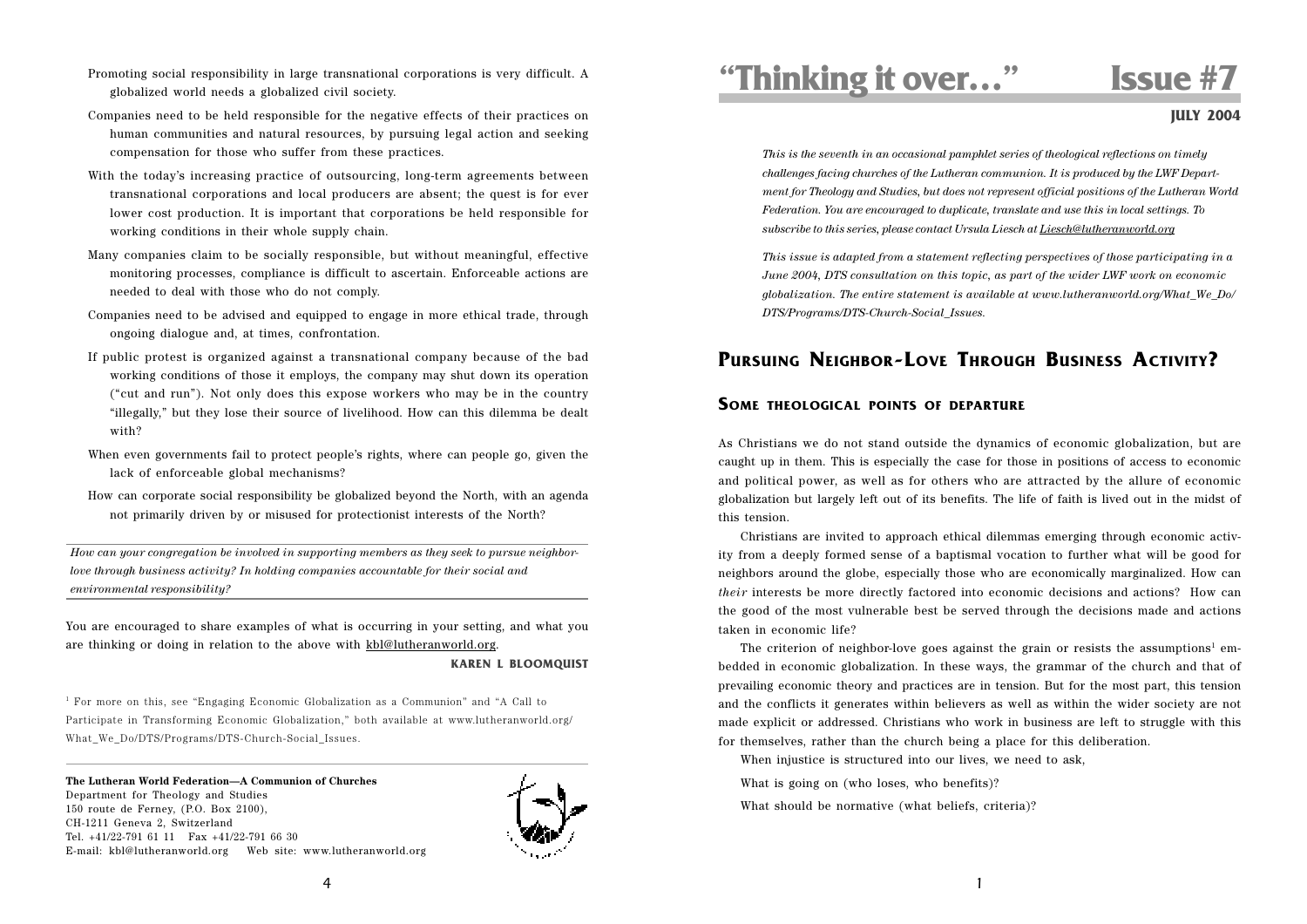- Promoting social responsibility in large transnational corporations is very difficult. A globalized world needs a globalized civil society.
- Companies need to be held responsible for the negative effects of their practices on human communities and natural resources, by pursuing legal action and seeking compensation for those who suffer from these practices.
- With the today's increasing practice of outsourcing, long-term agreements between transnational corporations and local producers are absent; the quest is for ever lower cost production. It is important that corporations be held responsible for working conditions in their whole supply chain.
- Many companies claim to be socially responsible, but without meaningful, effective monitoring processes, compliance is difficult to ascertain. Enforceable actions are needed to deal with those who do not comply.
- Companies need to be advised and equipped to engage in more ethical trade, through ongoing dialogue and, at times, confrontation.
- If public protest is organized against a transnational company because of the bad working conditions of those it employs, the company may shut down its operation ("cut and run"). Not only does this expose workers who may be in the country "illegally," but they lose their source of livelihood. How can this dilemma be dealt with?
- When even governments fail to protect people's rights, where can people go, given the lack of enforceable global mechanisms?
- How can corporate social responsibility be globalized beyond the North, with an agenda not primarily driven by or misused for protectionist interests of the North?

---

*How can your congregation be involved in supporting members as they seek to pursue neighbor-love through business activity? In holding companies accountable for their social and environmental responsibility?*

---

You are encouraged to share examples of what is occurring in your setting, and what you are thinking or doing in relation to the above with kbl@lutheranworld.org.

**KAREN L BLOOMQUIST**

[1] For more on this, see "Engaging Economic Globalization as a Communion" and "A Call to Participate in Transforming Economic Globalization," both available at www.lutheranworld.org/What_We_Do/DTS/Programs/DTS-Church-Social_Issues.

**The Lutheran World Federation—A Communion of Churches**
Department for Theology and Studies
150 route de Ferney, (P.O. Box 2100),
CH-1211 Geneva 2, Switzerland
Tel. +41/22-791 61 11 Fax +41/22-791 66 30
E-mail: kbl@lutheranworld.org Web site: www.lutheranworld.org

# "Thinking it over…" Issue #7

**JULY 2004**

*This is the seventh in an occasional pamphlet series of theological reflections on timely challenges facing churches of the Lutheran communion. It is produced by the LWF Department for Theology and Studies, but does not represent official positions of the Lutheran World Federation. You are encouraged to duplicate, translate and use this in local settings. To subscribe to this series, please contact Ursula Liesch at Liesch@lutheranworld.org*

*This issue is adapted from a statement reflecting perspectives of those participating in a June 2004, DTS consultation on this topic, as part of the wider LWF work on economic globalization. The entire statement is available at www.lutheranworld.org/What_We_Do/DTS/Programs/DTS-Church-Social_Issues.*

## Pursuing Neighbor-Love Through Business Activity?

### Some theological points of departure

As Christians we do not stand outside the dynamics of economic globalization, but are caught up in them. This is especially the case for those in positions of access to economic and political power, as well as for others who are attracted by the allure of economic globalization but largely left out of its benefits. The life of faith is lived out in the midst of this tension.

Christians are invited to approach ethical dilemmas emerging through economic activity from a deeply formed sense of a baptismal vocation to further what will be good for neighbors around the globe, especially those who are economically marginalized. How can *their* interests be more directly factored into economic decisions and actions? How can the good of the most vulnerable best be served through the decisions made and actions taken in economic life?

The criterion of neighbor-love goes against the grain or resists the assumptions[1] embedded in economic globalization. In these ways, the grammar of the church and that of prevailing economic theory and practices are in tension. But for the most part, this tension and the conflicts it generates within believers as well as within the wider society are not made explicit or addressed. Christians who work in business are left to struggle with this for themselves, rather than the church being a place for this deliberation.

When injustice is structured into our lives, we need to ask,

What is going on (who loses, who benefits)?

What should be normative (what beliefs, criteria)?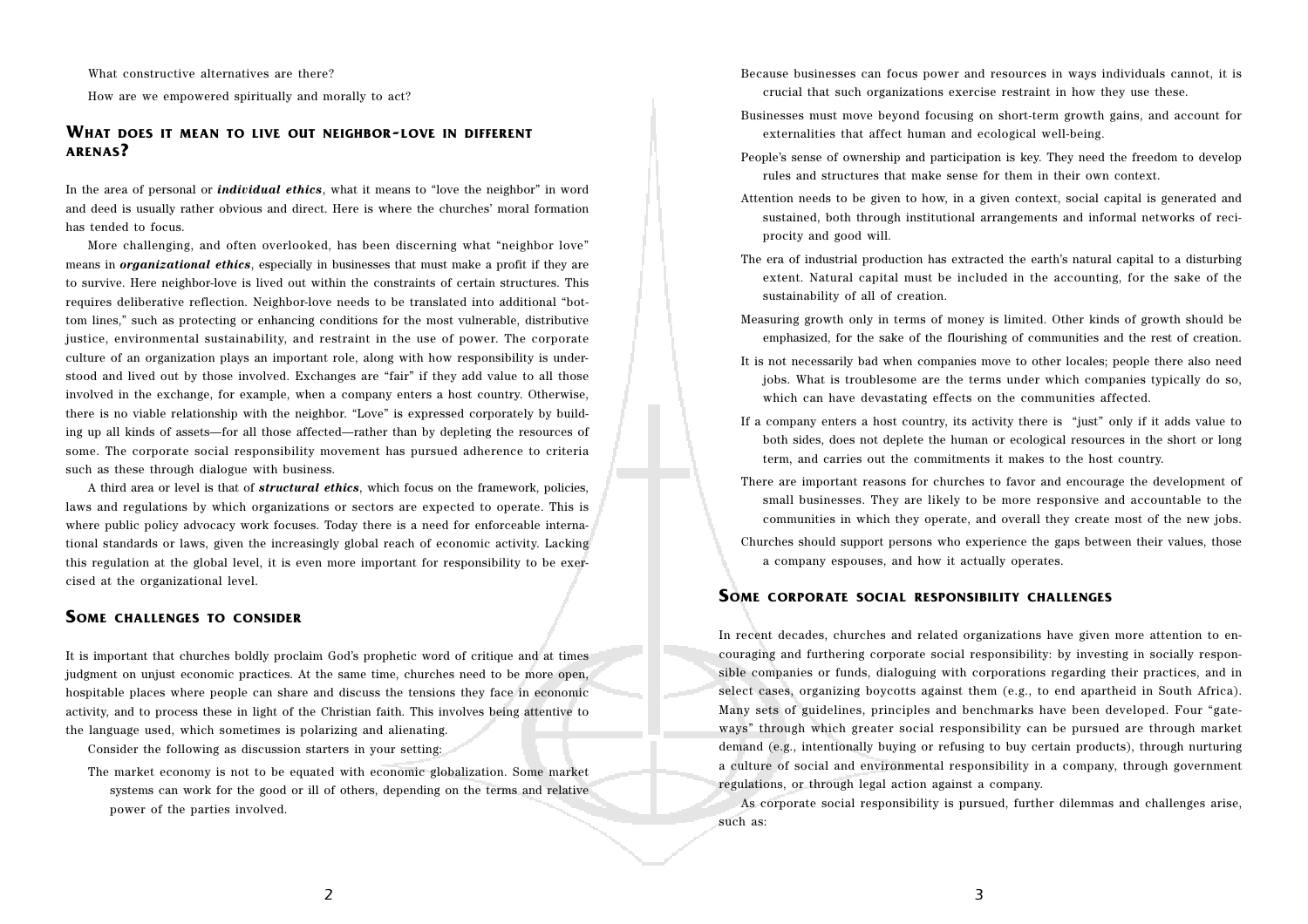What constructive alternatives are there?

How are we empowered spiritually and morally to act?

## What does it mean to live out neighbor-love in different arenas?

In the area of personal or ***individual ethics***, what it means to "love the neighbor" in word and deed is usually rather obvious and direct. Here is where the churches' moral formation has tended to focus.

More challenging, and often overlooked, has been discerning what "neighbor love" means in ***organizational ethics***, especially in businesses that must make a profit if they are to survive. Here neighbor-love is lived out within the constraints of certain structures. This requires deliberative reflection. Neighbor-love needs to be translated into additional "bottom lines," such as protecting or enhancing conditions for the most vulnerable, distributive justice, environmental sustainability, and restraint in the use of power. The corporate culture of an organization plays an important role, along with how responsibility is understood and lived out by those involved. Exchanges are "fair" if they add value to all those involved in the exchange, for example, when a company enters a host country. Otherwise, there is no viable relationship with the neighbor. "Love" is expressed corporately by building up all kinds of assets—for all those affected—rather than by depleting the resources of some. The corporate social responsibility movement has pursued adherence to criteria such as these through dialogue with business.

A third area or level is that of ***structural ethics***, which focus on the framework, policies, laws and regulations by which organizations or sectors are expected to operate. This is where public policy advocacy work focuses. Today there is a need for enforceable international standards or laws, given the increasingly global reach of economic activity. Lacking this regulation at the global level, it is even more important for responsibility to be exercised at the organizational level.

## Some challenges to consider

It is important that churches boldly proclaim God's prophetic word of critique and at times judgment on unjust economic practices. At the same time, churches need to be more open, hospitable places where people can share and discuss the tensions they face in economic activity, and to process these in light of the Christian faith. This involves being attentive to the language used, which sometimes is polarizing and alienating.

Consider the following as discussion starters in your setting:

The market economy is not to be equated with economic globalization. Some market systems can work for the good or ill of others, depending on the terms and relative power of the parties involved.

Because businesses can focus power and resources in ways individuals cannot, it is crucial that such organizations exercise restraint in how they use these.

Businesses must move beyond focusing on short-term growth gains, and account for externalities that affect human and ecological well-being.

People's sense of ownership and participation is key. They need the freedom to develop rules and structures that make sense for them in their own context.

Attention needs to be given to how, in a given context, social capital is generated and sustained, both through institutional arrangements and informal networks of reciprocity and good will.

The era of industrial production has extracted the earth's natural capital to a disturbing extent. Natural capital must be included in the accounting, for the sake of the sustainability of all of creation.

Measuring growth only in terms of money is limited. Other kinds of growth should be emphasized, for the sake of the flourishing of communities and the rest of creation.

It is not necessarily bad when companies move to other locales; people there also need jobs. What is troublesome are the terms under which companies typically do so, which can have devastating effects on the communities affected.

If a company enters a host country, its activity there is "just" only if it adds value to both sides, does not deplete the human or ecological resources in the short or long term, and carries out the commitments it makes to the host country.

There are important reasons for churches to favor and encourage the development of small businesses. They are likely to be more responsive and accountable to the communities in which they operate, and overall they create most of the new jobs.

Churches should support persons who experience the gaps between their values, those a company espouses, and how it actually operates.

## Some corporate social responsibility challenges

In recent decades, churches and related organizations have given more attention to encouraging and furthering corporate social responsibility: by investing in socially responsible companies or funds, dialoguing with corporations regarding their practices, and in select cases, organizing boycotts against them (e.g., to end apartheid in South Africa). Many sets of guidelines, principles and benchmarks have been developed. Four "gateways" through which greater social responsibility can be pursued are through market demand (e.g., intentionally buying or refusing to buy certain products), through nurturing a culture of social and environmental responsibility in a company, through government regulations, or through legal action against a company.

As corporate social responsibility is pursued, further dilemmas and challenges arise, such as: